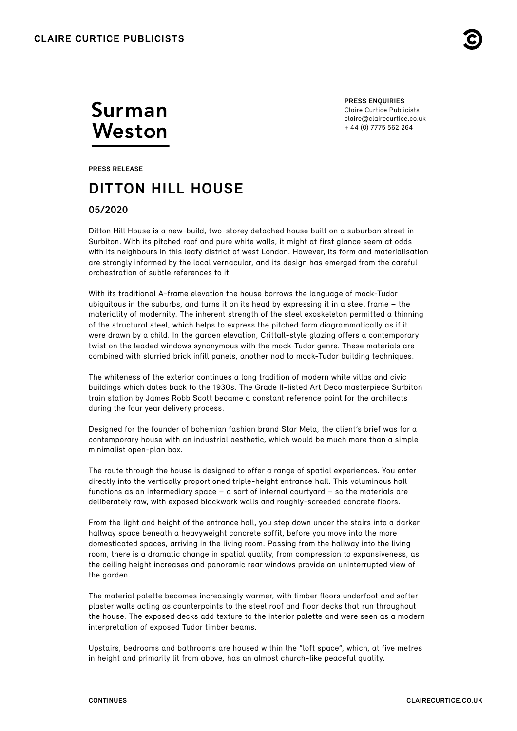Surman Weston

**PRESS ENQUIRIES**
Claire Curtice Publicists
claire@clairecurtice.co.uk
+ 44 (0) 7775 562 264

**PRESS RELEASE**

# DITTON HILL HOUSE

## 05/2020

Ditton Hill House is a new-build, two-storey detached house built on a suburban street in Surbiton. With its pitched roof and pure white walls, it might at first glance seem at odds with its neighbours in this leafy district of west London. However, its form and materialisation are strongly informed by the local vernacular, and its design has emerged from the careful orchestration of subtle references to it.

With its traditional A-frame elevation the house borrows the language of mock-Tudor ubiquitous in the suburbs, and turns it on its head by expressing it in a steel frame – the materiality of modernity. The inherent strength of the steel exoskeleton permitted a thinning of the structural steel, which helps to express the pitched form diagrammatically as if it were drawn by a child. In the garden elevation, Crittall-style glazing offers a contemporary twist on the leaded windows synonymous with the mock-Tudor genre. These materials are combined with slurried brick infill panels, another nod to mock-Tudor building techniques.

The whiteness of the exterior continues a long tradition of modern white villas and civic buildings which dates back to the 1930s. The Grade II-listed Art Deco masterpiece Surbiton train station by James Robb Scott became a constant reference point for the architects during the four year delivery process.

Designed for the founder of bohemian fashion brand Star Mela, the client's brief was for a contemporary house with an industrial aesthetic, which would be much more than a simple minimalist open-plan box.

The route through the house is designed to offer a range of spatial experiences. You enter directly into the vertically proportioned triple-height entrance hall. This voluminous hall functions as an intermediary space – a sort of internal courtyard – so the materials are deliberately raw, with exposed blockwork walls and roughly-screeded concrete floors.

From the light and height of the entrance hall, you step down under the stairs into a darker hallway space beneath a heavyweight concrete soffit, before you move into the more domesticated spaces, arriving in the living room. Passing from the hallway into the living room, there is a dramatic change in spatial quality, from compression to expansiveness, as the ceiling height increases and panoramic rear windows provide an uninterrupted view of the garden.

The material palette becomes increasingly warmer, with timber floors underfoot and softer plaster walls acting as counterpoints to the steel roof and floor decks that run throughout the house. The exposed decks add texture to the interior palette and were seen as a modern interpretation of exposed Tudor timber beams.

Upstairs, bedrooms and bathrooms are housed within the "loft space", which, at five metres in height and primarily lit from above, has an almost church-like peaceful quality.

**CONTINUES**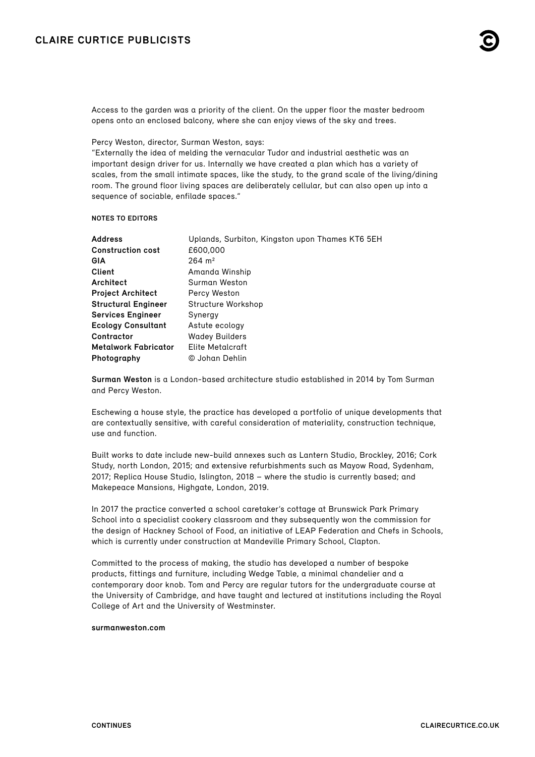Access to the garden was a priority of the client. On the upper floor the master bedroom opens onto an enclosed balcony, where she can enjoy views of the sky and trees.

Percy Weston, director, Surman Weston, says:
"Externally the idea of melding the vernacular Tudor and industrial aesthetic was an important design driver for us. Internally we have created a plan which has a variety of scales, from the small intimate spaces, like the study, to the grand scale of the living/dining room. The ground floor living spaces are deliberately cellular, but can also open up into a sequence of sociable, enfilade spaces."

**NOTES TO EDITORS**

| | |
|---|---|
| **Address** | Uplands, Surbiton, Kingston upon Thames KT6 5EH |
| **Construction cost** | £600,000 |
| **GIA** | 264 $m^2$ |
| **Client** | Amanda Winship |
| **Architect** | Surman Weston |
| **Project Architect** | Percy Weston |
| **Structural Engineer** | Structure Workshop |
| **Services Engineer** | Synergy |
| **Ecology Consultant** | Astute ecology |
| **Contractor** | Wadey Builders |
| **Metalwork Fabricator** | Elite Metalcraft |
| **Photography** | © Johan Dehlin |

**Surman Weston** is a London-based architecture studio established in 2014 by Tom Surman and Percy Weston.

Eschewing a house style, the practice has developed a portfolio of unique developments that are contextually sensitive, with careful consideration of materiality, construction technique, use and function.

Built works to date include new-build annexes such as Lantern Studio, Brockley, 2016; Cork Study, north London, 2015; and extensive refurbishments such as Mayow Road, Sydenham, 2017; Replica House Studio, Islington, 2018 – where the studio is currently based; and Makepeace Mansions, Highgate, London, 2019.

In 2017 the practice converted a school caretaker's cottage at Brunswick Park Primary School into a specialist cookery classroom and they subsequently won the commission for the design of Hackney School of Food, an initiative of LEAP Federation and Chefs in Schools, which is currently under construction at Mandeville Primary School, Clapton.

Committed to the process of making, the studio has developed a number of bespoke products, fittings and furniture, including Wedge Table, a minimal chandelier and a contemporary door knob. Tom and Percy are regular tutors for the undergraduate course at the University of Cambridge, and have taught and lectured at institutions including the Royal College of Art and the University of Westminster.

**surmanweston.com**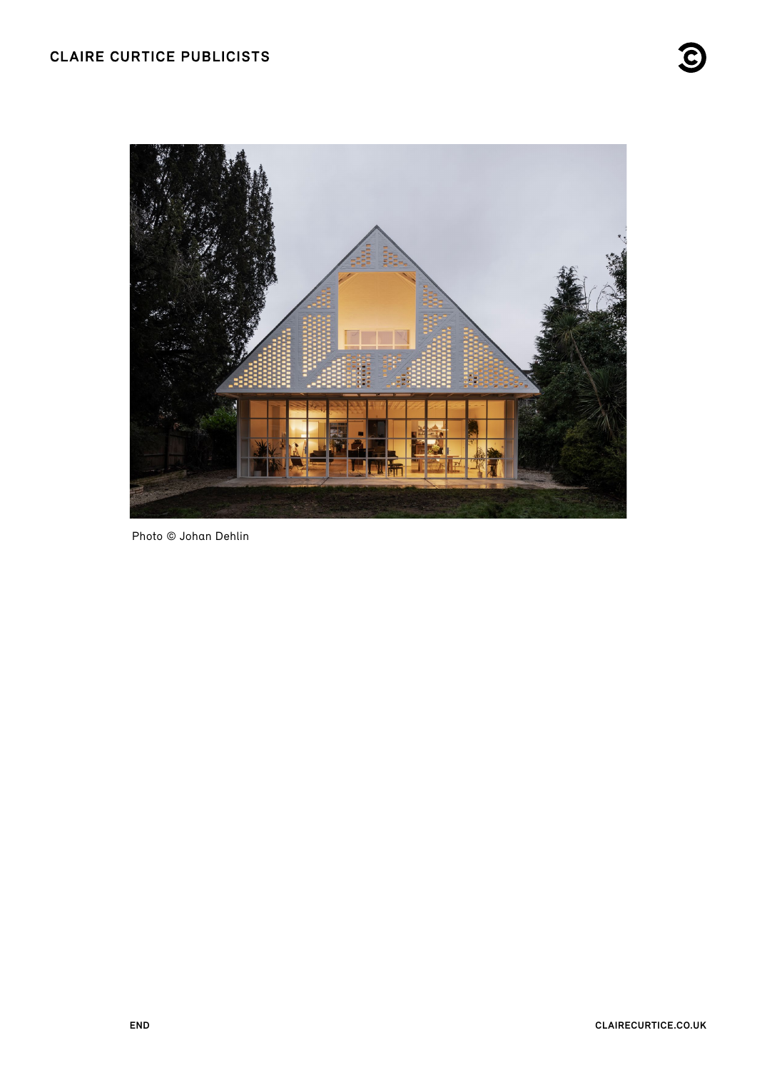Photo © Johan Dehlin

END